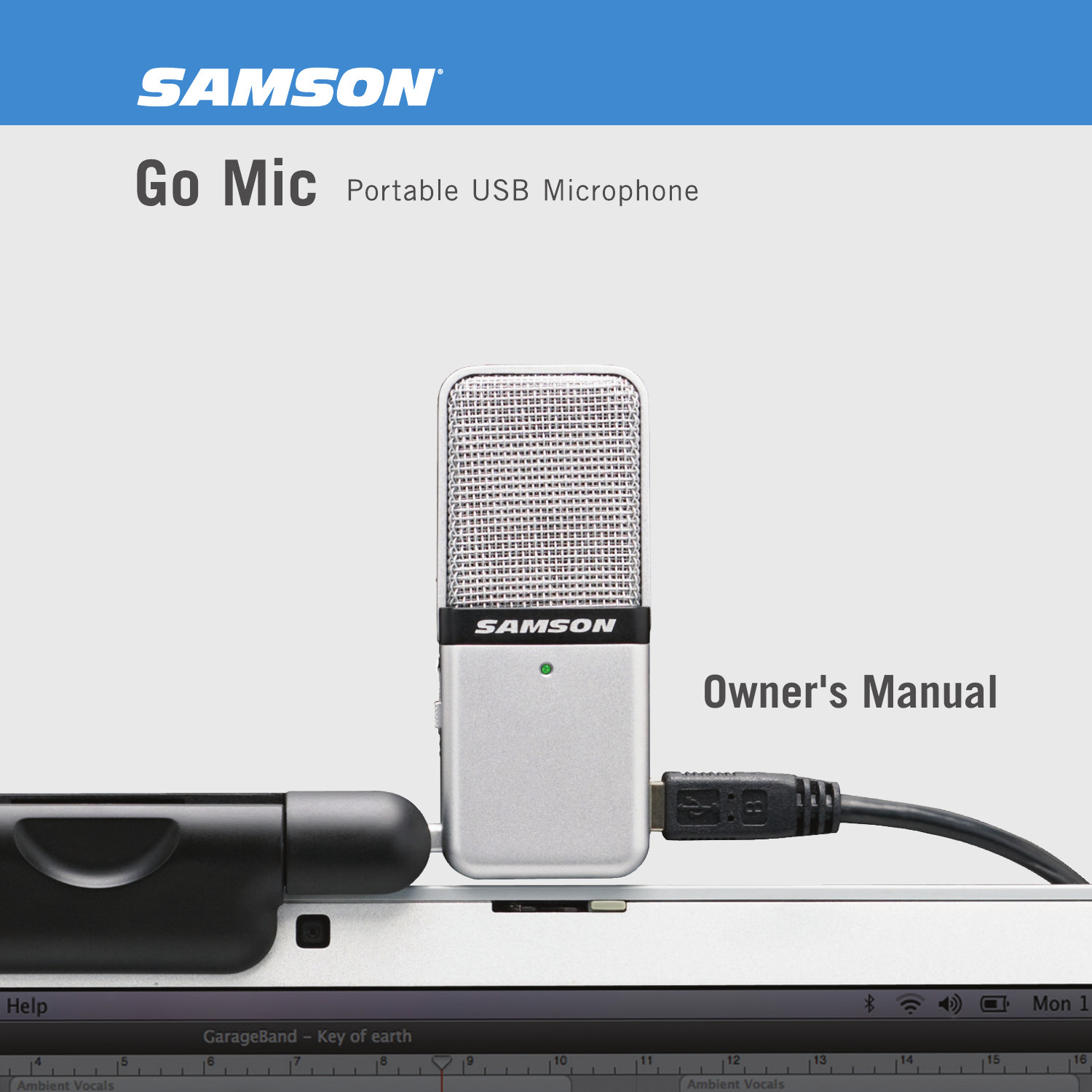# SAMSON

## Go Mic Portable USB Microphone

## Owner's Manual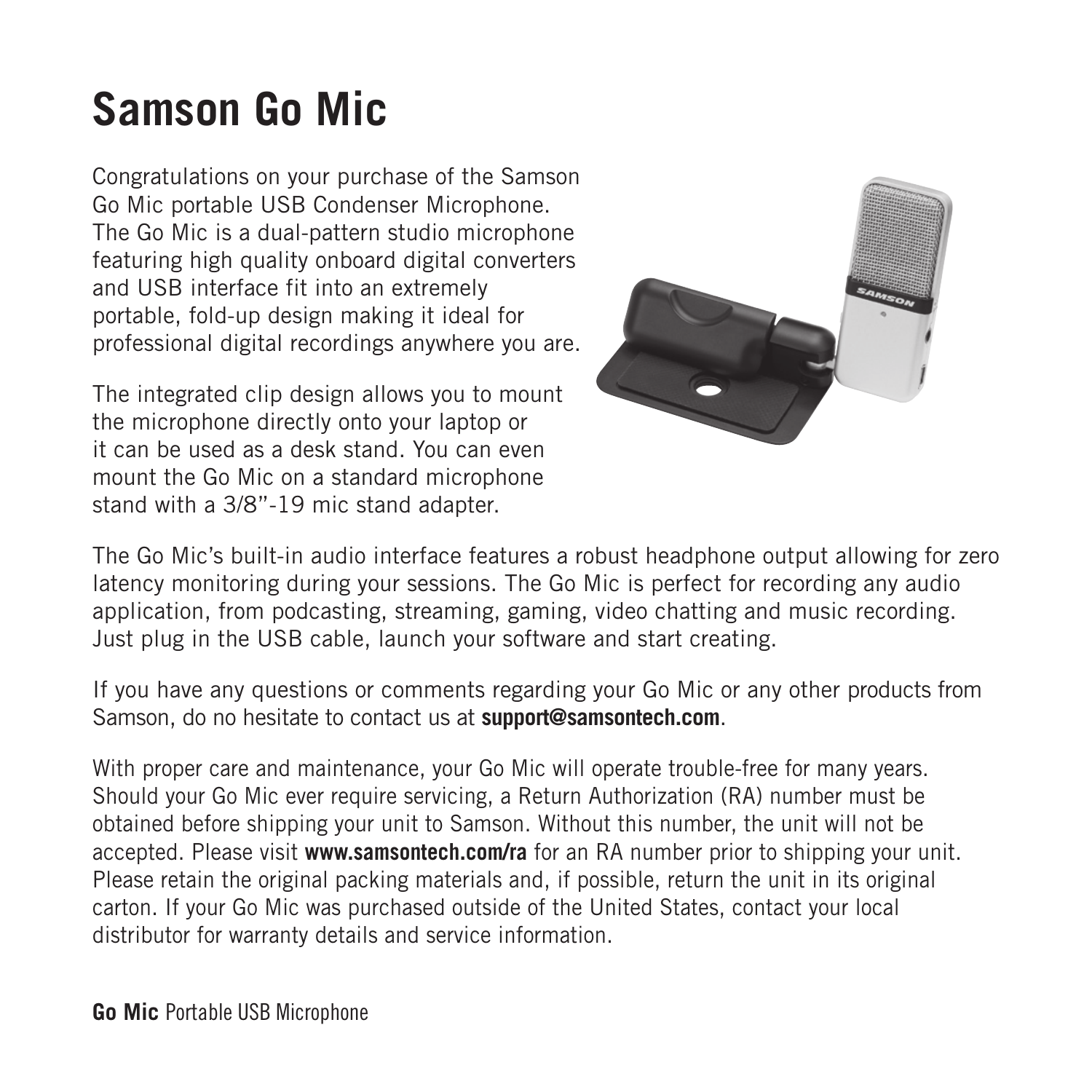# Samson Go Mic

Congratulations on your purchase of the Samson Go Mic portable USB Condenser Microphone. The Go Mic is a dual-pattern studio microphone featuring high quality onboard digital converters and USB interface fit into an extremely portable, fold-up design making it ideal for professional digital recordings anywhere you are.

The integrated clip design allows you to mount the microphone directly onto your laptop or it can be used as a desk stand. You can even mount the Go Mic on a standard microphone stand with a 3/8"-19 mic stand adapter.

The Go Mic's built-in audio interface features a robust headphone output allowing for zero latency monitoring during your sessions. The Go Mic is perfect for recording any audio application, from podcasting, streaming, gaming, video chatting and music recording. Just plug in the USB cable, launch your software and start creating.

If you have any questions or comments regarding your Go Mic or any other products from Samson, do no hesitate to contact us at **support@samsontech.com**.

With proper care and maintenance, your Go Mic will operate trouble-free for many years. Should your Go Mic ever require servicing, a Return Authorization (RA) number must be obtained before shipping your unit to Samson. Without this number, the unit will not be accepted. Please visit **www.samsontech.com/ra** for an RA number prior to shipping your unit. Please retain the original packing materials and, if possible, return the unit in its original carton. If your Go Mic was purchased outside of the United States, contact your local distributor for warranty details and service information.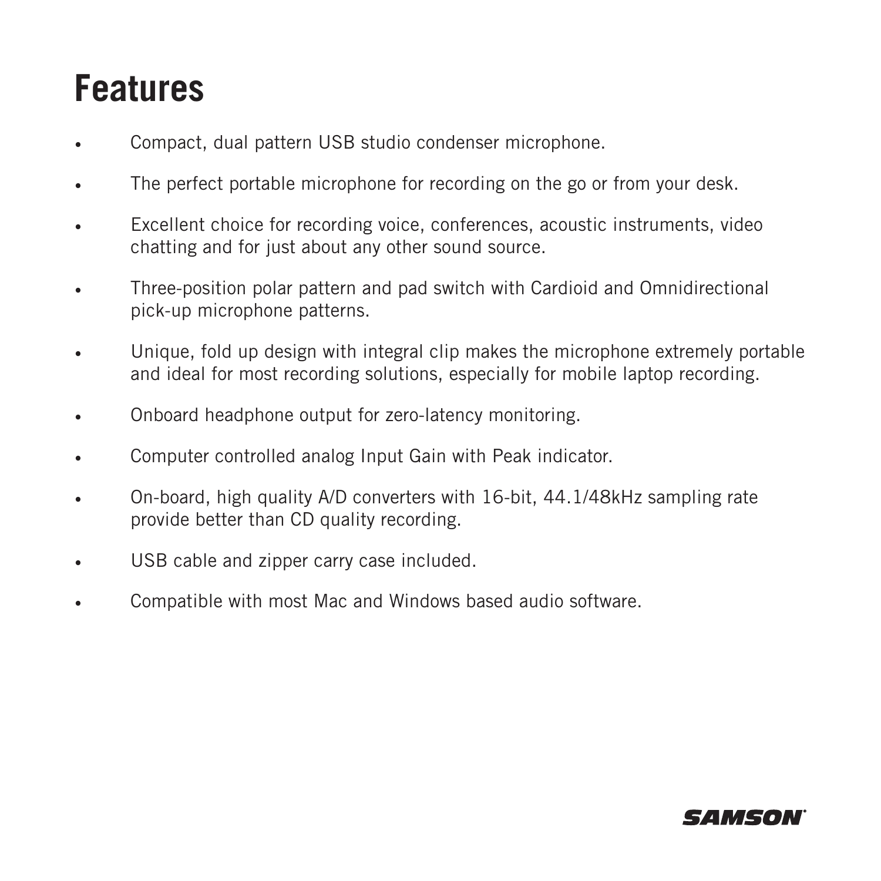# Features

- Compact, dual pattern USB studio condenser microphone.
- The perfect portable microphone for recording on the go or from your desk.
- Excellent choice for recording voice, conferences, acoustic instruments, video chatting and for just about any other sound source.
- Three-position polar pattern and pad switch with Cardioid and Omnidirectional pick-up microphone patterns.
- Unique, fold up design with integral clip makes the microphone extremely portable and ideal for most recording solutions, especially for mobile laptop recording.
- Onboard headphone output for zero-latency monitoring.
- Computer controlled analog Input Gain with Peak indicator.
- On-board, high quality A/D converters with 16-bit, 44.1/48kHz sampling rate provide better than CD quality recording.
- USB cable and zipper carry case included.
- Compatible with most Mac and Windows based audio software.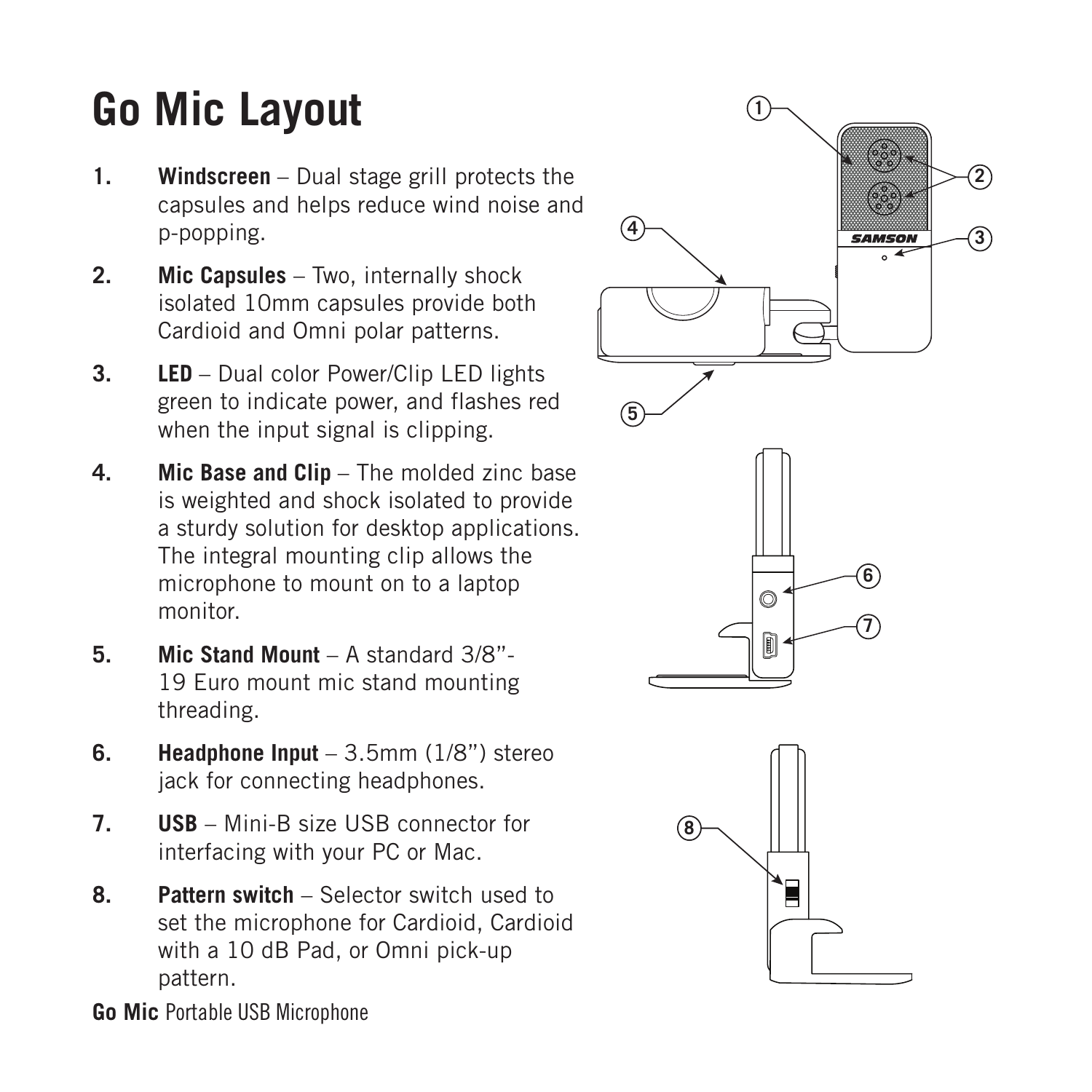# Go Mic Layout

1. **Windscreen** – Dual stage grill protects the capsules and helps reduce wind noise and p-popping.
2. **Mic Capsules** – Two, internally shock isolated 10mm capsules provide both Cardioid and Omni polar patterns.
3. **LED** – Dual color Power/Clip LED lights green to indicate power, and flashes red when the input signal is clipping.
4. **Mic Base and Clip** – The molded zinc base is weighted and shock isolated to provide a sturdy solution for desktop applications. The integral mounting clip allows the microphone to mount on to a laptop monitor.
5. **Mic Stand Mount** – A standard 3/8"-19 Euro mount mic stand mounting threading.
6. **Headphone Input** – 3.5mm (1/8") stereo jack for connecting headphones.
7. **USB** – Mini-B size USB connector for interfacing with your PC or Mac.
8. **Pattern switch** – Selector switch used to set the microphone for Cardioid, Cardioid with a 10 dB Pad, or Omni pick-up pattern.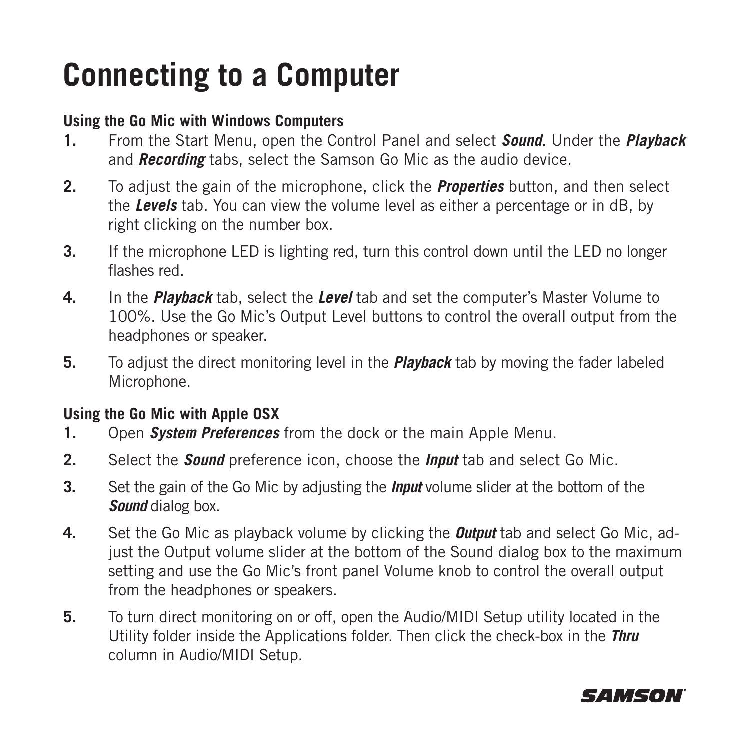# Connecting to a Computer

### Using the Go Mic with Windows Computers

1. From the Start Menu, open the Control Panel and select ***Sound***. Under the ***Playback*** and ***Recording*** tabs, select the Samson Go Mic as the audio device.
2. To adjust the gain of the microphone, click the ***Properties*** button, and then select the ***Levels*** tab. You can view the volume level as either a percentage or in dB, by right clicking on the number box.
3. If the microphone LED is lighting red, turn this control down until the LED no longer flashes red.
4. In the ***Playback*** tab, select the ***Level*** tab and set the computer's Master Volume to 100%. Use the Go Mic's Output Level buttons to control the overall output from the headphones or speaker.
5. To adjust the direct monitoring level in the ***Playback*** tab by moving the fader labeled Microphone.

### Using the Go Mic with Apple OSX

1. Open ***System Preferences*** from the dock or the main Apple Menu.
2. Select the ***Sound*** preference icon, choose the ***Input*** tab and select Go Mic.
3. Set the gain of the Go Mic by adjusting the ***Input*** volume slider at the bottom of the ***Sound*** dialog box.
4. Set the Go Mic as playback volume by clicking the ***Output*** tab and select Go Mic, adjust the Output volume slider at the bottom of the Sound dialog box to the maximum setting and use the Go Mic's front panel Volume knob to control the overall output from the headphones or speakers.
5. To turn direct monitoring on or off, open the Audio/MIDI Setup utility located in the Utility folder inside the Applications folder. Then click the check-box in the ***Thru*** column in Audio/MIDI Setup.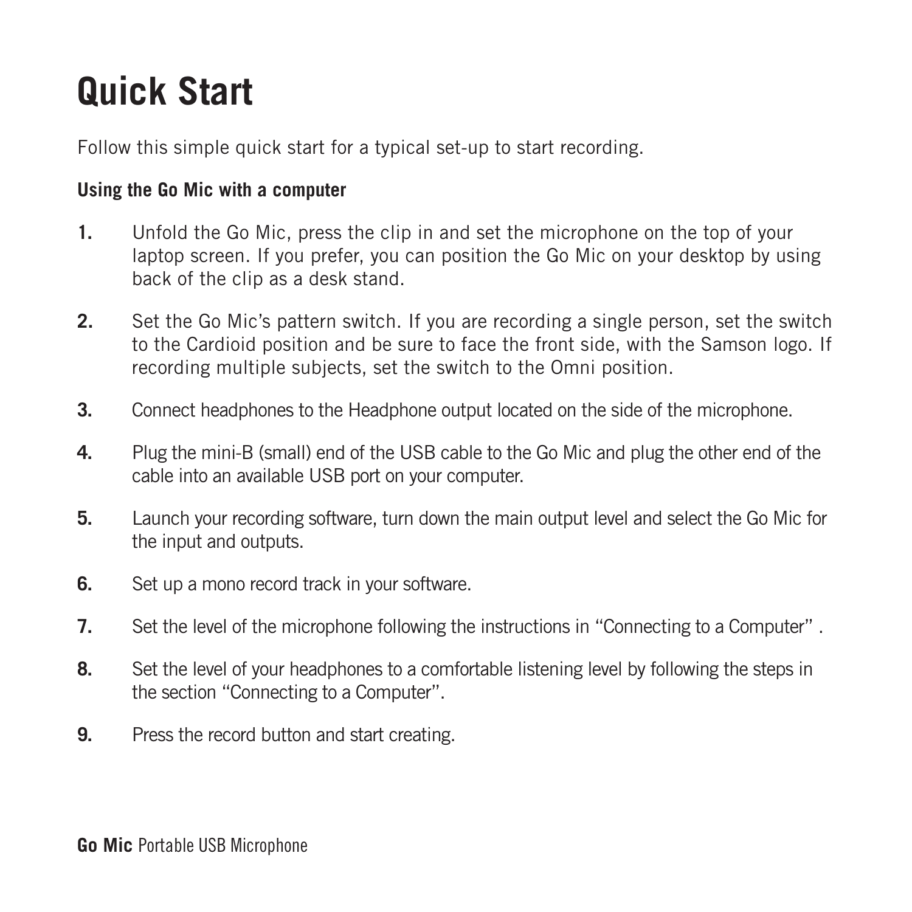# Quick Start

Follow this simple quick start for a typical set-up to start recording.

**Using the Go Mic with a computer**

1. Unfold the Go Mic, press the clip in and set the microphone on the top of your laptop screen. If you prefer, you can position the Go Mic on your desktop by using back of the clip as a desk stand.
2. Set the Go Mic's pattern switch. If you are recording a single person, set the switch to the Cardioid position and be sure to face the front side, with the Samson logo. If recording multiple subjects, set the switch to the Omni position.
3. Connect headphones to the Headphone output located on the side of the microphone.
4. Plug the mini-B (small) end of the USB cable to the Go Mic and plug the other end of the cable into an available USB port on your computer.
5. Launch your recording software, turn down the main output level and select the Go Mic for the input and outputs.
6. Set up a mono record track in your software.
7. Set the level of the microphone following the instructions in "Connecting to a Computer" .
8. Set the level of your headphones to a comfortable listening level by following the steps in the section "Connecting to a Computer".
9. Press the record button and start creating.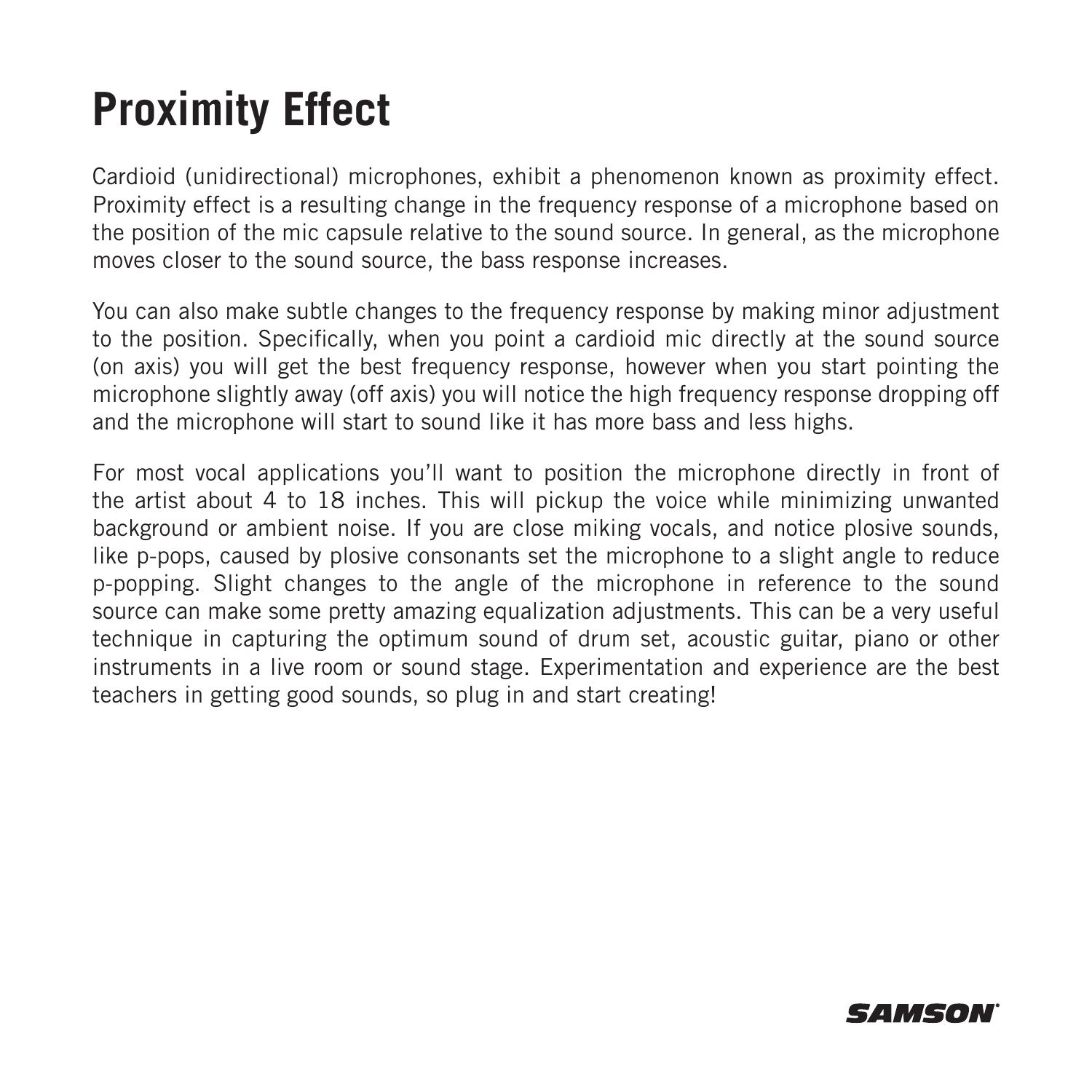# Proximity Effect

Cardioid (unidirectional) microphones, exhibit a phenomenon known as proximity effect. Proximity effect is a resulting change in the frequency response of a microphone based on the position of the mic capsule relative to the sound source. In general, as the microphone moves closer to the sound source, the bass response increases.

You can also make subtle changes to the frequency response by making minor adjustment to the position. Specifically, when you point a cardioid mic directly at the sound source (on axis) you will get the best frequency response, however when you start pointing the microphone slightly away (off axis) you will notice the high frequency response dropping off and the microphone will start to sound like it has more bass and less highs.

For most vocal applications you'll want to position the microphone directly in front of the artist about 4 to 18 inches. This will pickup the voice while minimizing unwanted background or ambient noise. If you are close miking vocals, and notice plosive sounds, like p-pops, caused by plosive consonants set the microphone to a slight angle to reduce p-popping. Slight changes to the angle of the microphone in reference to the sound source can make some pretty amazing equalization adjustments. This can be a very useful technique in capturing the optimum sound of drum set, acoustic guitar, piano or other instruments in a live room or sound stage. Experimentation and experience are the best teachers in getting good sounds, so plug in and start creating!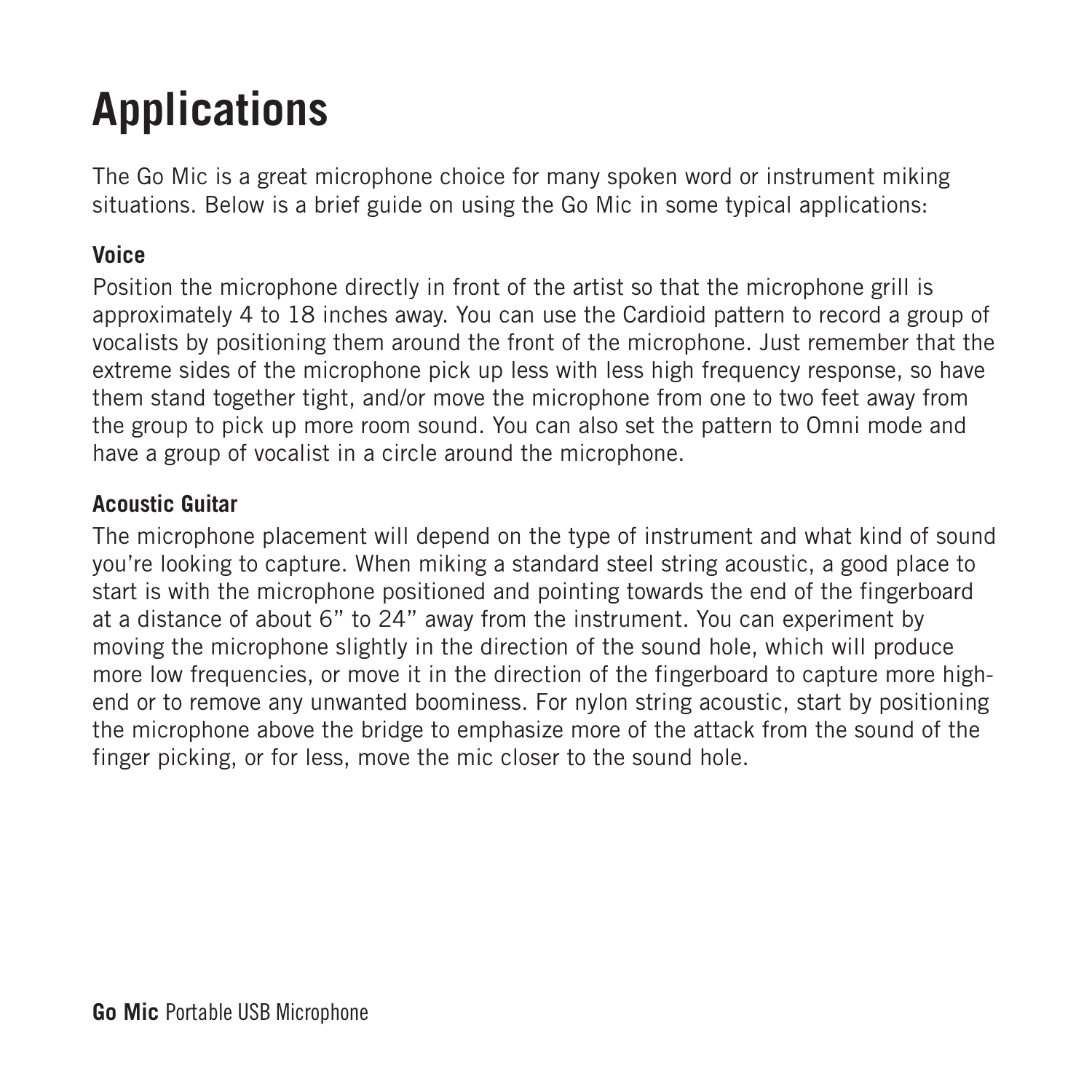# Applications

The Go Mic is a great microphone choice for many spoken word or instrument miking situations. Below is a brief guide on using the Go Mic in some typical applications:

**Voice**

Position the microphone directly in front of the artist so that the microphone grill is approximately 4 to 18 inches away. You can use the Cardioid pattern to record a group of vocalists by positioning them around the front of the microphone. Just remember that the extreme sides of the microphone pick up less with less high frequency response, so have them stand together tight, and/or move the microphone from one to two feet away from the group to pick up more room sound. You can also set the pattern to Omni mode and have a group of vocalist in a circle around the microphone.

**Acoustic Guitar**

The microphone placement will depend on the type of instrument and what kind of sound you're looking to capture. When miking a standard steel string acoustic, a good place to start is with the microphone positioned and pointing towards the end of the fingerboard at a distance of about 6" to 24" away from the instrument. You can experiment by moving the microphone slightly in the direction of the sound hole, which will produce more low frequencies, or move it in the direction of the fingerboard to capture more high-end or to remove any unwanted boominess. For nylon string acoustic, start by positioning the microphone above the bridge to emphasize more of the attack from the sound of the finger picking, or for less, move the mic closer to the sound hole.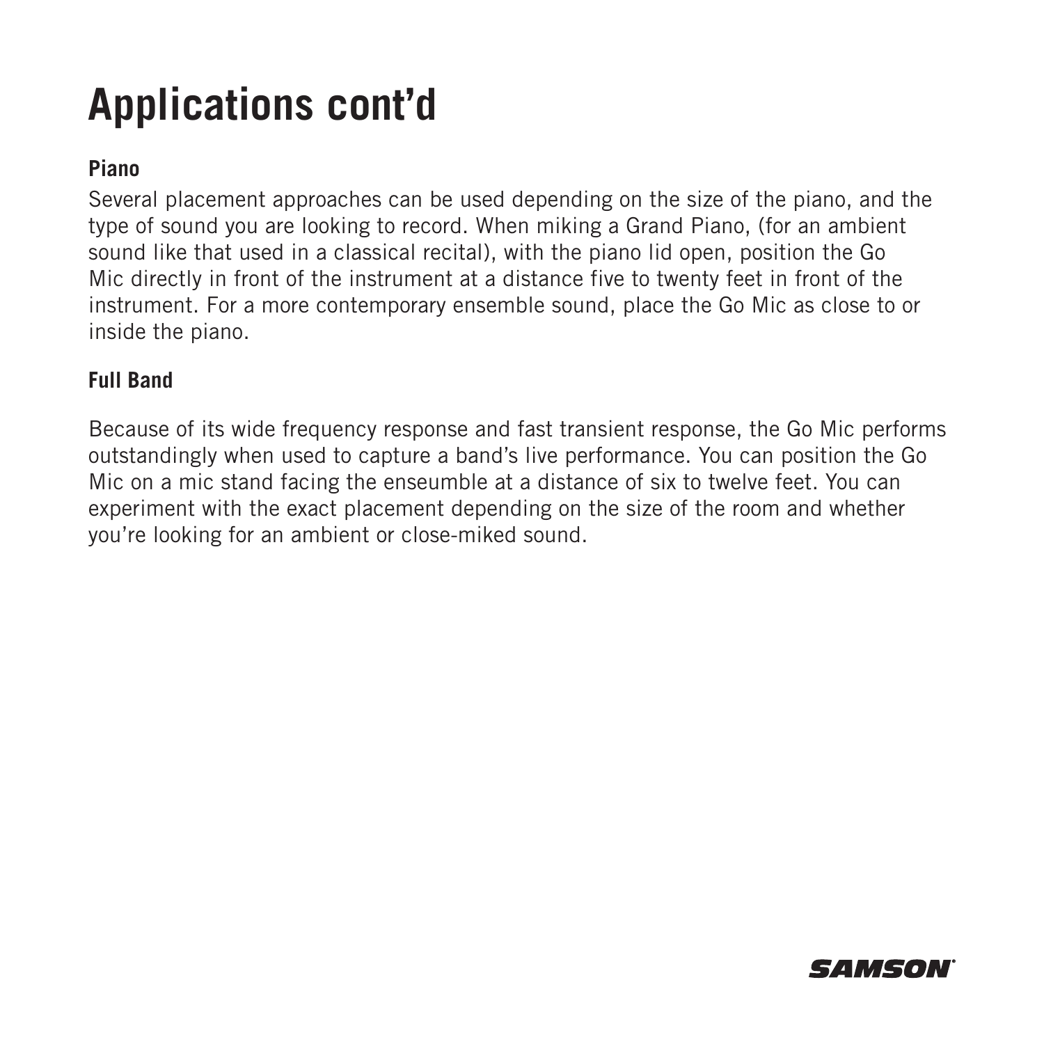# Applications cont'd

### Piano

Several placement approaches can be used depending on the size of the piano, and the type of sound you are looking to record. When miking a Grand Piano, (for an ambient sound like that used in a classical recital), with the piano lid open, position the Go Mic directly in front of the instrument at a distance five to twenty feet in front of the instrument. For a more contemporary ensemble sound, place the Go Mic as close to or inside the piano.

### Full Band

Because of its wide frequency response and fast transient response, the Go Mic performs outstandingly when used to capture a band's live performance. You can position the Go Mic on a mic stand facing the enseumble at a distance of six to twelve feet. You can experiment with the exact placement depending on the size of the room and whether you're looking for an ambient or close-miked sound.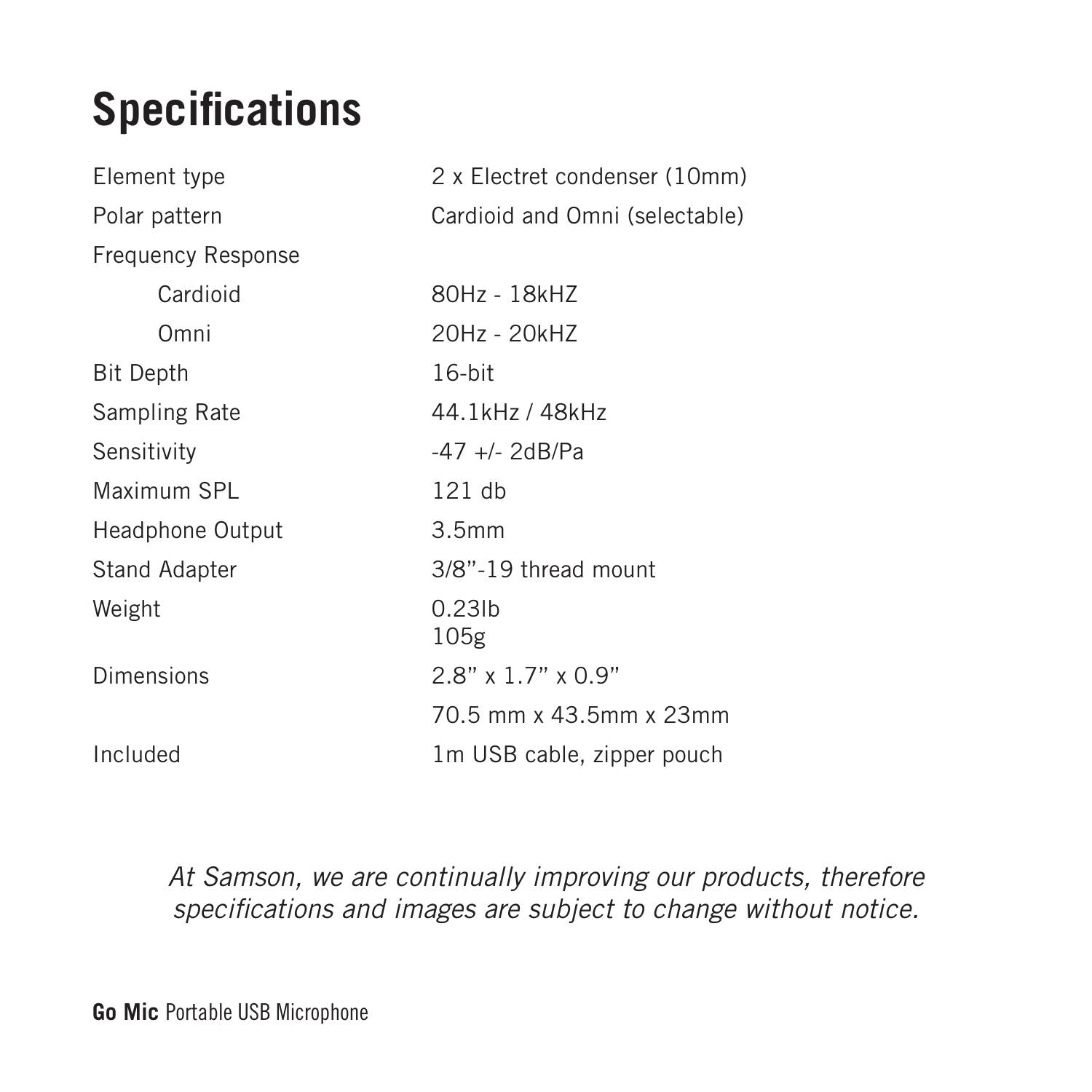# Specifications

| | |
|---|---|
| Element type | 2 x Electret condenser (10mm) |
| Polar pattern | Cardioid and Omni (selectable) |
| Frequency Response | |
| Cardioid | 80Hz - 18kHZ |
| Omni | 20Hz - 20kHZ |
| Bit Depth | 16-bit |
| Sampling Rate | 44.1kHz / 48kHz |
| Sensitivity | -47 +/- 2dB/Pa |
| Maximum SPL | 121 db |
| Headphone Output | 3.5mm |
| Stand Adapter | 3/8"-19 thread mount |
| Weight | 0.23lb<br>105g |
| Dimensions | 2.8" x 1.7" x 0.9" |
| | 70.5 mm x 43.5mm x 23mm |
| Included | 1m USB cable, zipper pouch |

*At Samson, we are continually improving our products, therefore specifications and images are subject to change without notice.*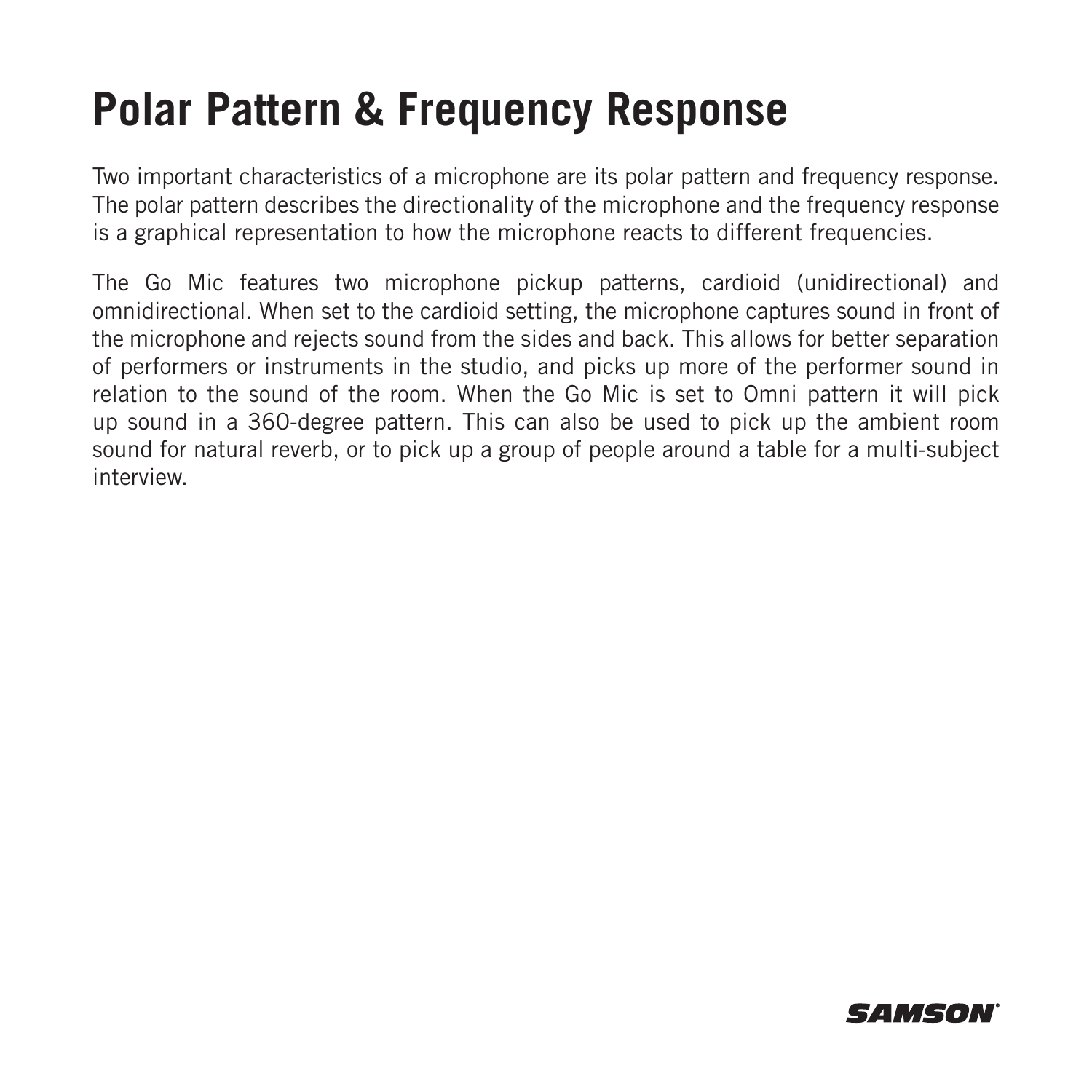# Polar Pattern & Frequency Response

Two important characteristics of a microphone are its polar pattern and frequency response. The polar pattern describes the directionality of the microphone and the frequency response is a graphical representation to how the microphone reacts to different frequencies.

The Go Mic features two microphone pickup patterns, cardioid (unidirectional) and omnidirectional. When set to the cardioid setting, the microphone captures sound in front of the microphone and rejects sound from the sides and back. This allows for better separation of performers or instruments in the studio, and picks up more of the performer sound in relation to the sound of the room. When the Go Mic is set to Omni pattern it will pick up sound in a 360-degree pattern. This can also be used to pick up the ambient room sound for natural reverb, or to pick up a group of people around a table for a multi-subject interview.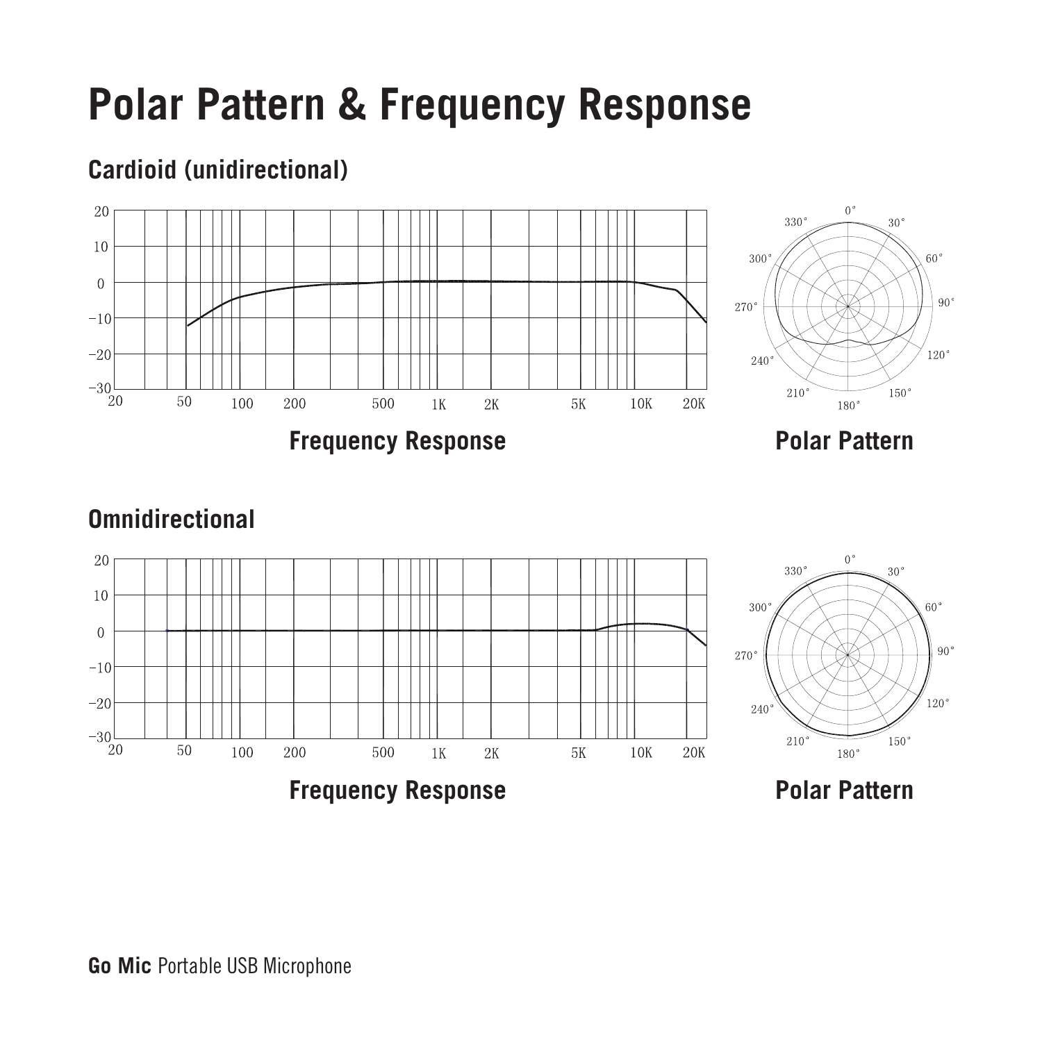# Polar Pattern & Frequency Response

## Cardioid (unidirectional)

Frequency Response

Polar Pattern

## Omnidirectional

Frequency Response

Polar Pattern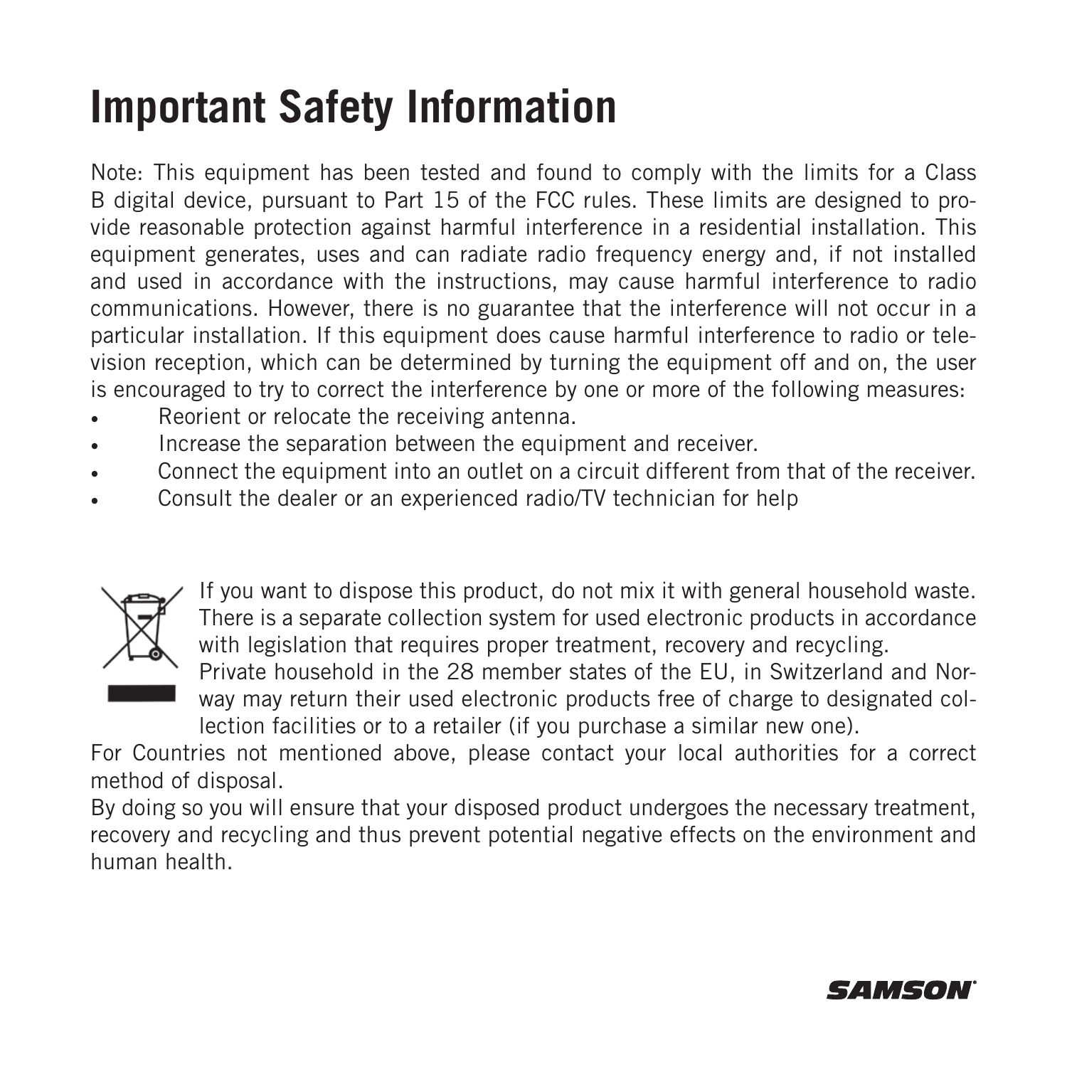# Important Safety Information

Note: This equipment has been tested and found to comply with the limits for a Class B digital device, pursuant to Part 15 of the FCC rules. These limits are designed to provide reasonable protection against harmful interference in a residential installation. This equipment generates, uses and can radiate radio frequency energy and, if not installed and used in accordance with the instructions, may cause harmful interference to radio communications. However, there is no guarantee that the interference will not occur in a particular installation. If this equipment does cause harmful interference to radio or television reception, which can be determined by turning the equipment off and on, the user is encouraged to try to correct the interference by one or more of the following measures:

- Reorient or relocate the receiving antenna.
- Increase the separation between the equipment and receiver.
- Connect the equipment into an outlet on a circuit different from that of the receiver.
- Consult the dealer or an experienced radio/TV technician for help

If you want to dispose this product, do not mix it with general household waste. There is a separate collection system for used electronic products in accordance with legislation that requires proper treatment, recovery and recycling.
Private household in the 28 member states of the EU, in Switzerland and Norway may return their used electronic products free of charge to designated collection facilities or to a retailer (if you purchase a similar new one).
For Countries not mentioned above, please contact your local authorities for a correct method of disposal.
By doing so you will ensure that your disposed product undergoes the necessary treatment, recovery and recycling and thus prevent potential negative effects on the environment and human health.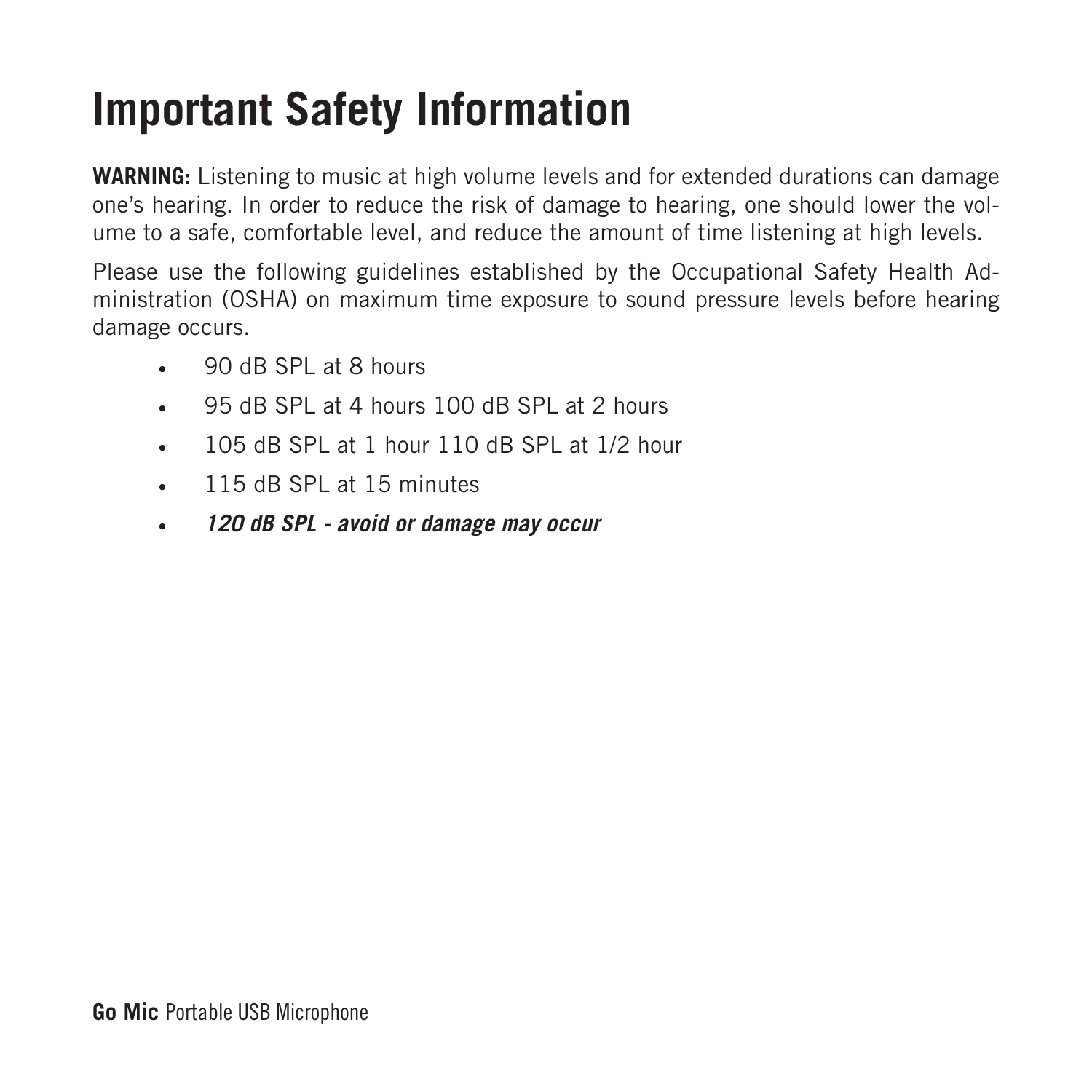# Important Safety Information

**WARNING:** Listening to music at high volume levels and for extended durations can damage one's hearing. In order to reduce the risk of damage to hearing, one should lower the volume to a safe, comfortable level, and reduce the amount of time listening at high levels.

Please use the following guidelines established by the Occupational Safety Health Administration (OSHA) on maximum time exposure to sound pressure levels before hearing damage occurs.

- 90 dB SPL at 8 hours
- 95 dB SPL at 4 hours 100 dB SPL at 2 hours
- 105 dB SPL at 1 hour 110 dB SPL at 1/2 hour
- 115 dB SPL at 15 minutes
- ***120 dB SPL - avoid or damage may occur***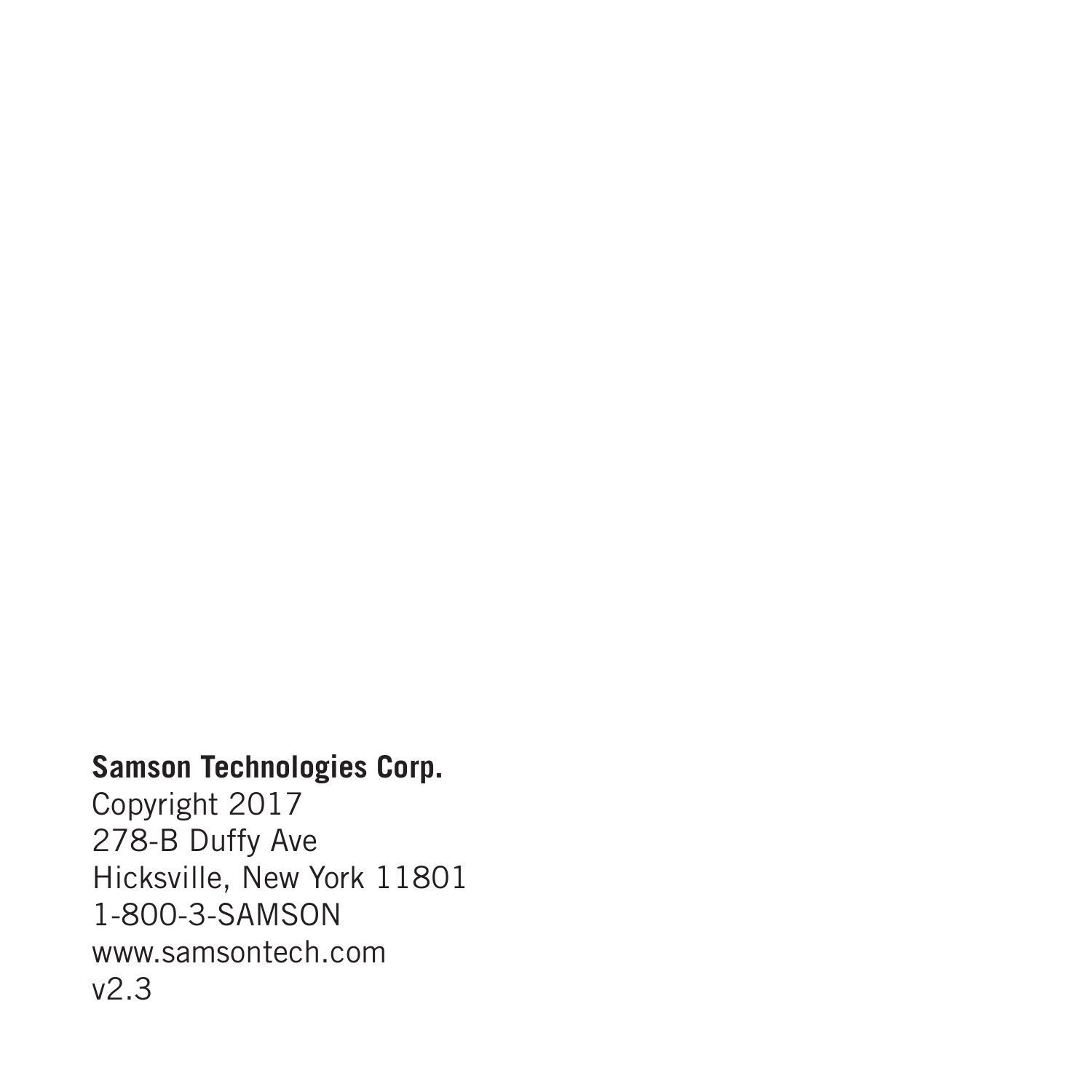**Samson Technologies Corp.**
Copyright 2017
278-B Duffy Ave
Hicksville, New York 11801
1-800-3-SAMSON
www.samsontech.com
v2.3